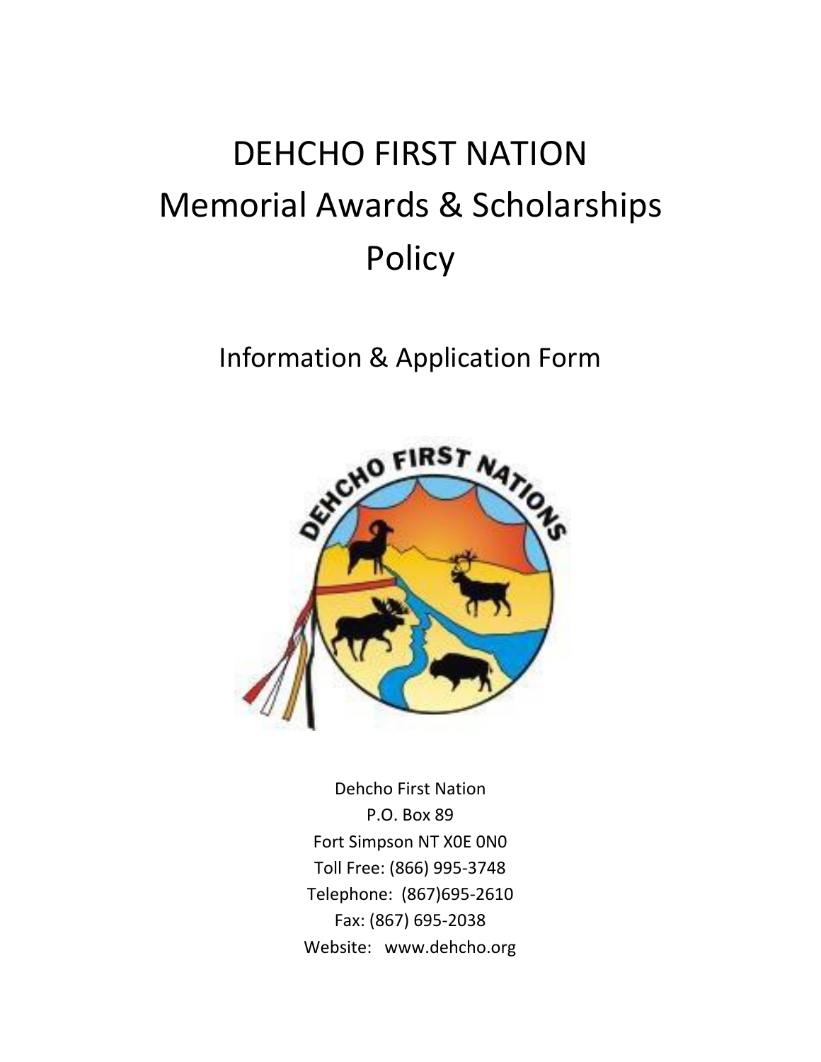# DEHCHO FIRST NATION
# Memorial Awards & Scholarships
# Policy

## Information & Application Form

Dehcho First Nation
P.O. Box 89
Fort Simpson NT X0E 0N0
Toll Free: (866) 995-3748
Telephone: (867)695-2610
Fax: (867) 695-2038
Website: www.dehcho.org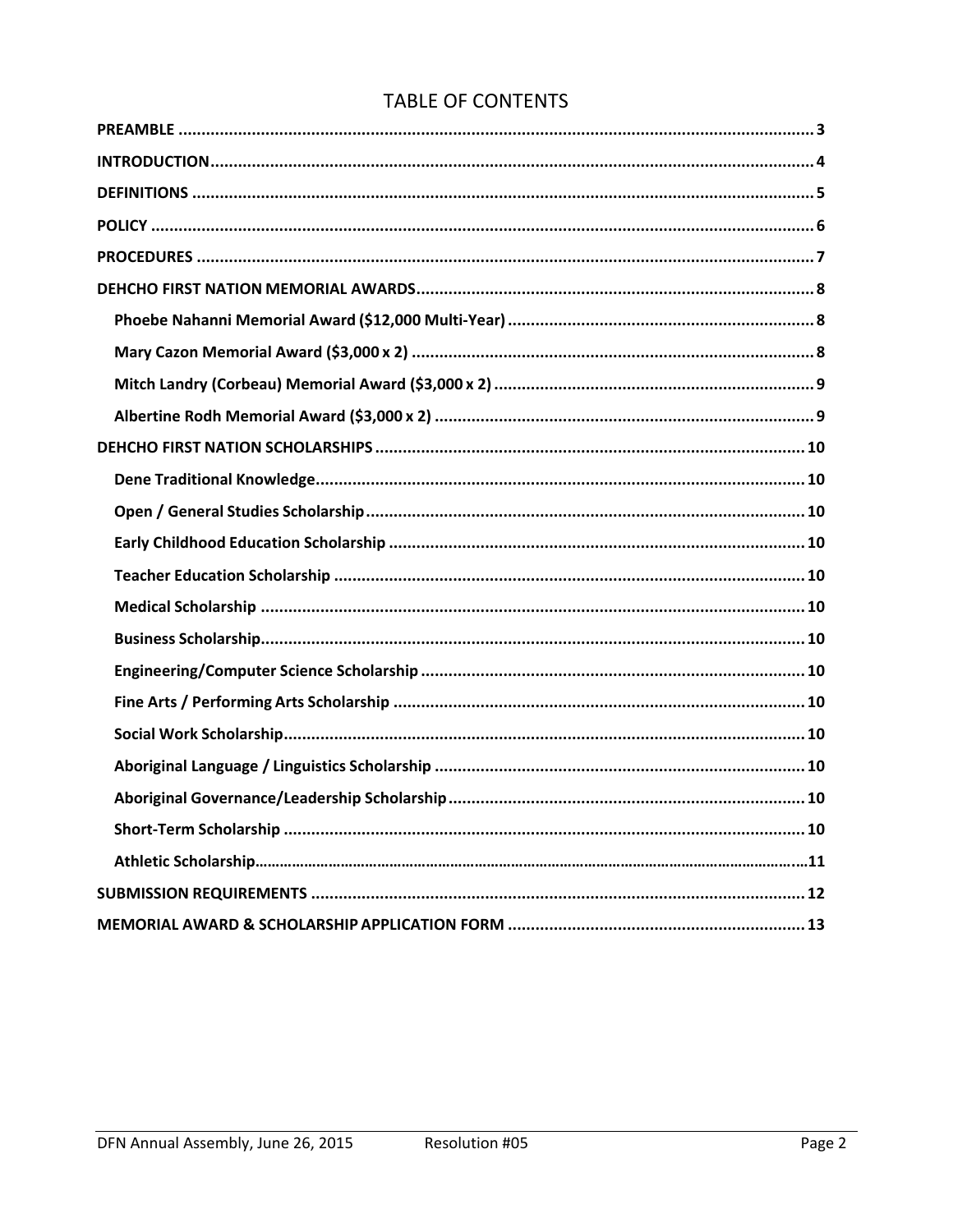# TABLE OF CONTENTS

**PREAMBLE** .......... 3

**INTRODUCTION** .......... 4

**DEFINITIONS** .......... 5

**POLICY** .......... 6

**PROCEDURES** .......... 7

**DEHCHO FIRST NATION MEMORIAL AWARDS** .......... 8

- **Phoebe Nahanni Memorial Award ($12,000 Multi-Year)** .......... 8
- **Mary Cazon Memorial Award ($3,000 x 2)** .......... 8
- **Mitch Landry (Corbeau) Memorial Award ($3,000 x 2)** .......... 9
- **Albertine Rodh Memorial Award ($3,000 x 2)** .......... 9

**DEHCHO FIRST NATION SCHOLARSHIPS** .......... 10

- **Dene Traditional Knowledge** .......... 10
- **Open / General Studies Scholarship** .......... 10
- **Early Childhood Education Scholarship** .......... 10
- **Teacher Education Scholarship** .......... 10
- **Medical Scholarship** .......... 10
- **Business Scholarship** .......... 10
- **Engineering/Computer Science Scholarship** .......... 10
- **Fine Arts / Performing Arts Scholarship** .......... 10
- **Social Work Scholarship** .......... 10
- **Aboriginal Language / Linguistics Scholarship** .......... 10
- **Aboriginal Governance/Leadership Scholarship** .......... 10
- **Short-Term Scholarship** .......... 10
- **Athletic Scholarship** .......... 11

**SUBMISSION REQUIREMENTS** .......... 12

**MEMORIAL AWARD & SCHOLARSHIP APPLICATION FORM** .......... 13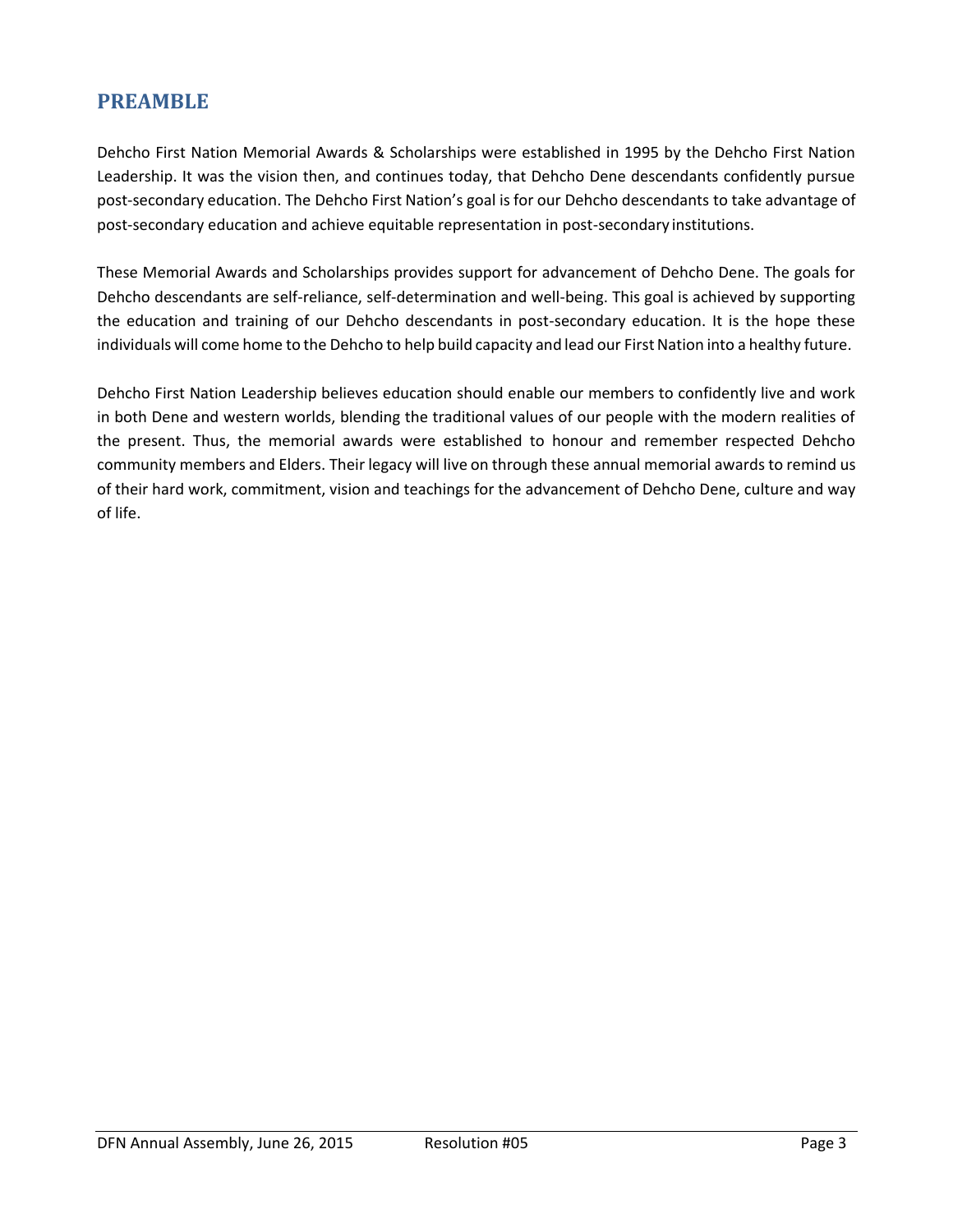# PREAMBLE

Dehcho First Nation Memorial Awards & Scholarships were established in 1995 by the Dehcho First Nation Leadership. It was the vision then, and continues today, that Dehcho Dene descendants confidently pursue post-secondary education. The Dehcho First Nation's goal is for our Dehcho descendants to take advantage of post-secondary education and achieve equitable representation in post-secondary institutions.

These Memorial Awards and Scholarships provides support for advancement of Dehcho Dene. The goals for Dehcho descendants are self-reliance, self-determination and well-being. This goal is achieved by supporting the education and training of our Dehcho descendants in post-secondary education. It is the hope these individuals will come home to the Dehcho to help build capacity and lead our First Nation into a healthy future.

Dehcho First Nation Leadership believes education should enable our members to confidently live and work in both Dene and western worlds, blending the traditional values of our people with the modern realities of the present. Thus, the memorial awards were established to honour and remember respected Dehcho community members and Elders. Their legacy will live on through these annual memorial awards to remind us of their hard work, commitment, vision and teachings for the advancement of Dehcho Dene, culture and way of life.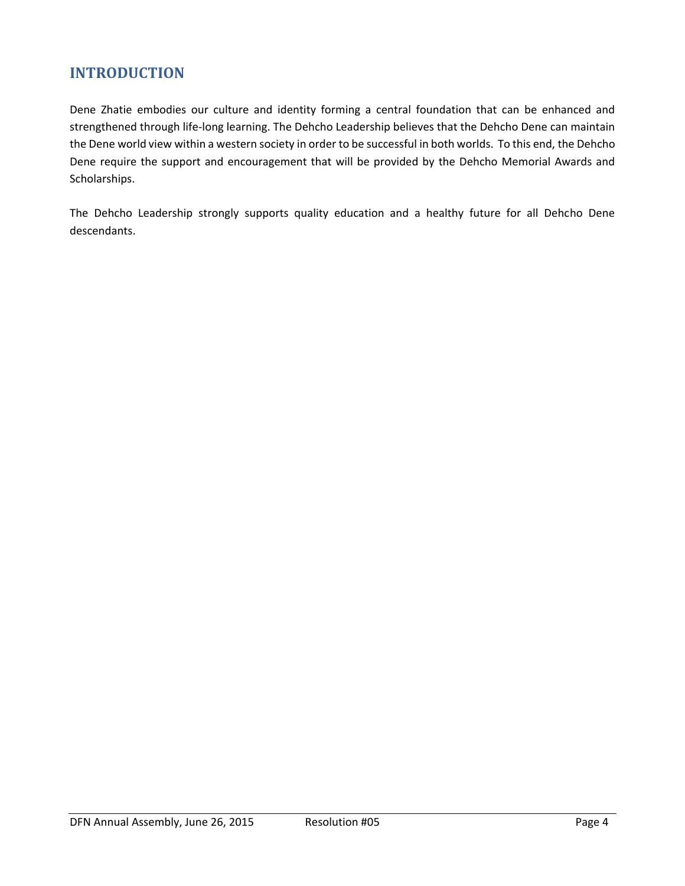## INTRODUCTION

Dene Zhatie embodies our culture and identity forming a central foundation that can be enhanced and strengthened through life-long learning. The Dehcho Leadership believes that the Dehcho Dene can maintain the Dene world view within a western society in order to be successful in both worlds. To this end, the Dehcho Dene require the support and encouragement that will be provided by the Dehcho Memorial Awards and Scholarships.

The Dehcho Leadership strongly supports quality education and a healthy future for all Dehcho Dene descendants.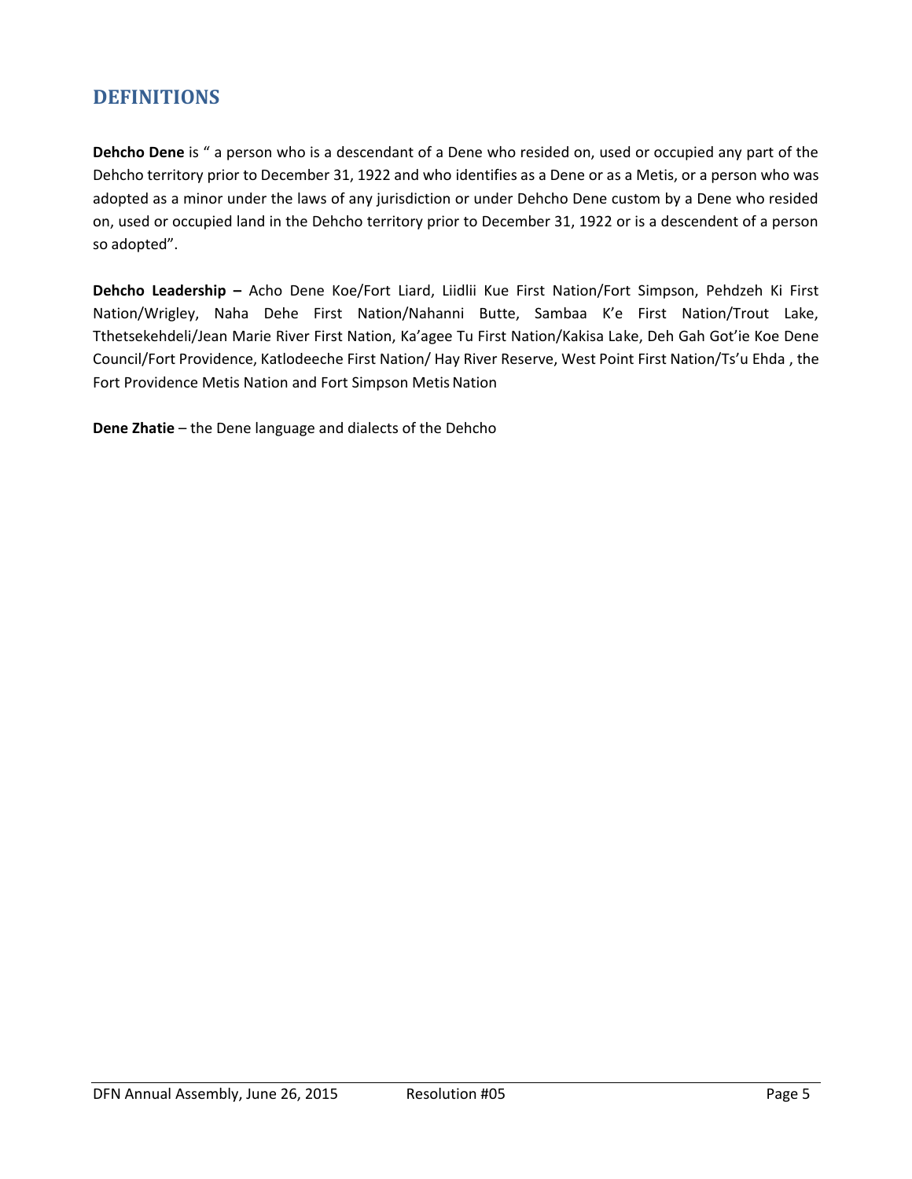## DEFINITIONS

**Dehcho Dene** is " a person who is a descendant of a Dene who resided on, used or occupied any part of the Dehcho territory prior to December 31, 1922 and who identifies as a Dene or as a Metis, or a person who was adopted as a minor under the laws of any jurisdiction or under Dehcho Dene custom by a Dene who resided on, used or occupied land in the Dehcho territory prior to December 31, 1922 or is a descendent of a person so adopted".

**Dehcho Leadership –** Acho Dene Koe/Fort Liard, Liidlii Kue First Nation/Fort Simpson, Pehdzeh Ki First Nation/Wrigley, Naha Dehe First Nation/Nahanni Butte, Sambaa K'e First Nation/Trout Lake, Tthetsekehdeli/Jean Marie River First Nation, Ka'agee Tu First Nation/Kakisa Lake, Deh Gah Got'ie Koe Dene Council/Fort Providence, Katlodeeche First Nation/ Hay River Reserve, West Point First Nation/Ts'u Ehda , the Fort Providence Metis Nation and Fort Simpson Metis Nation

**Dene Zhatie** – the Dene language and dialects of the Dehcho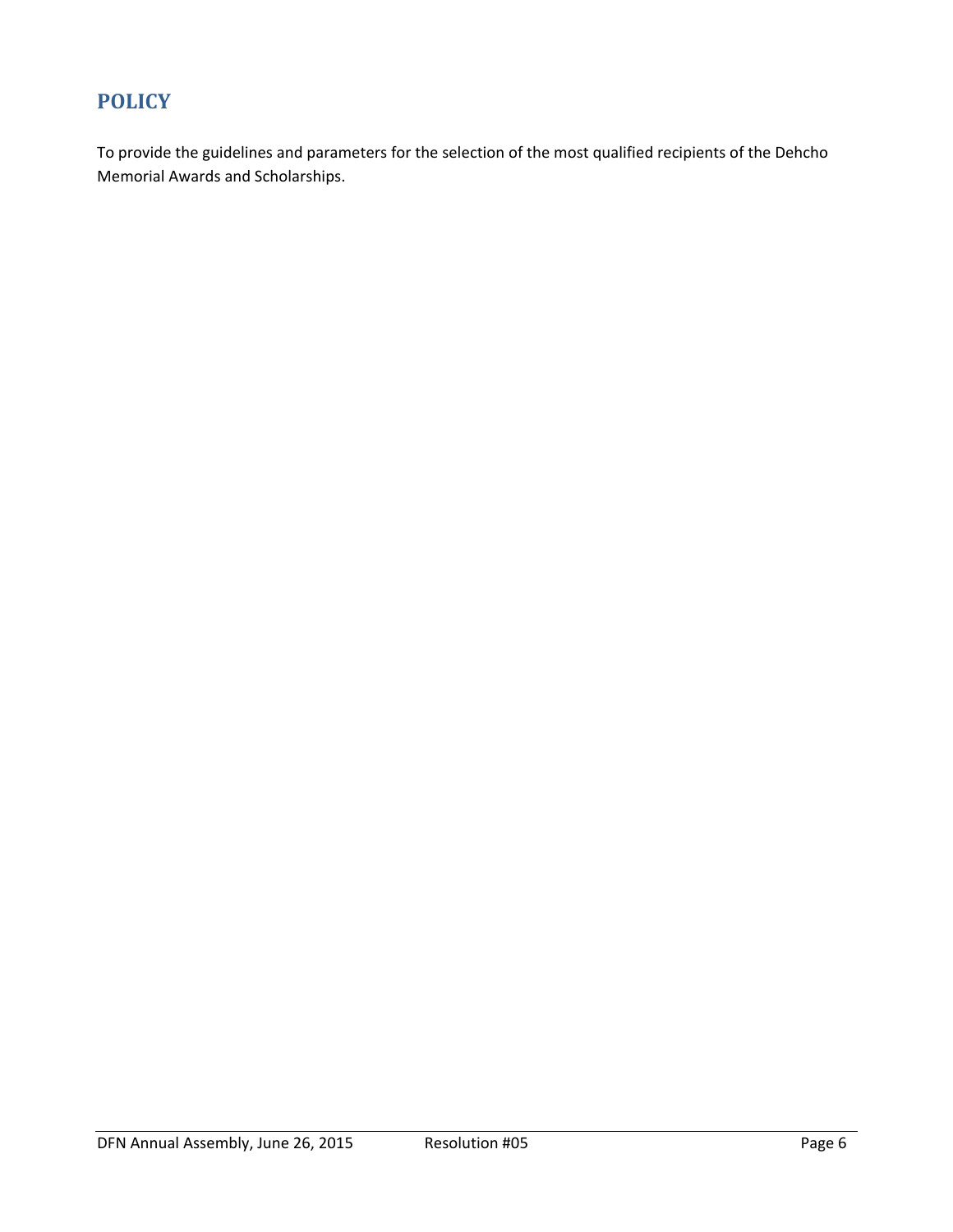## POLICY

To provide the guidelines and parameters for the selection of the most qualified recipients of the Dehcho Memorial Awards and Scholarships.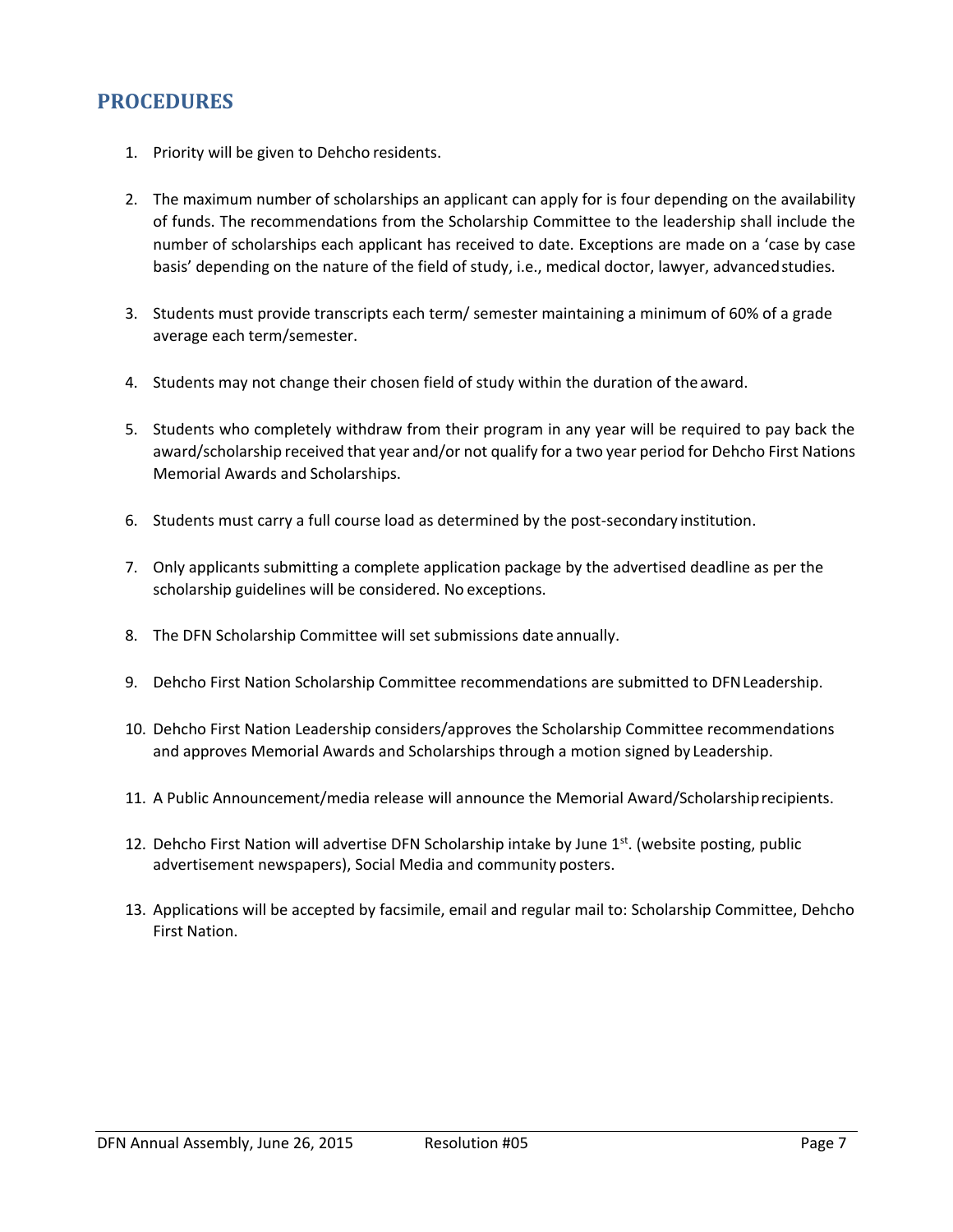## PROCEDURES

1. Priority will be given to Dehcho residents.
2. The maximum number of scholarships an applicant can apply for is four depending on the availability of funds. The recommendations from the Scholarship Committee to the leadership shall include the number of scholarships each applicant has received to date. Exceptions are made on a 'case by case basis' depending on the nature of the field of study, i.e., medical doctor, lawyer, advanced studies.
3. Students must provide transcripts each term/ semester maintaining a minimum of 60% of a grade average each term/semester.
4. Students may not change their chosen field of study within the duration of the award.
5. Students who completely withdraw from their program in any year will be required to pay back the award/scholarship received that year and/or not qualify for a two year period for Dehcho First Nations Memorial Awards and Scholarships.
6. Students must carry a full course load as determined by the post-secondary institution.
7. Only applicants submitting a complete application package by the advertised deadline as per the scholarship guidelines will be considered. No exceptions.
8. The DFN Scholarship Committee will set submissions date annually.
9. Dehcho First Nation Scholarship Committee recommendations are submitted to DFN Leadership.
10. Dehcho First Nation Leadership considers/approves the Scholarship Committee recommendations and approves Memorial Awards and Scholarships through a motion signed by Leadership.
11. A Public Announcement/media release will announce the Memorial Award/Scholarship recipients.
12. Dehcho First Nation will advertise DFN Scholarship intake by June 1st. (website posting, public advertisement newspapers), Social Media and community posters.
13. Applications will be accepted by facsimile, email and regular mail to: Scholarship Committee, Dehcho First Nation.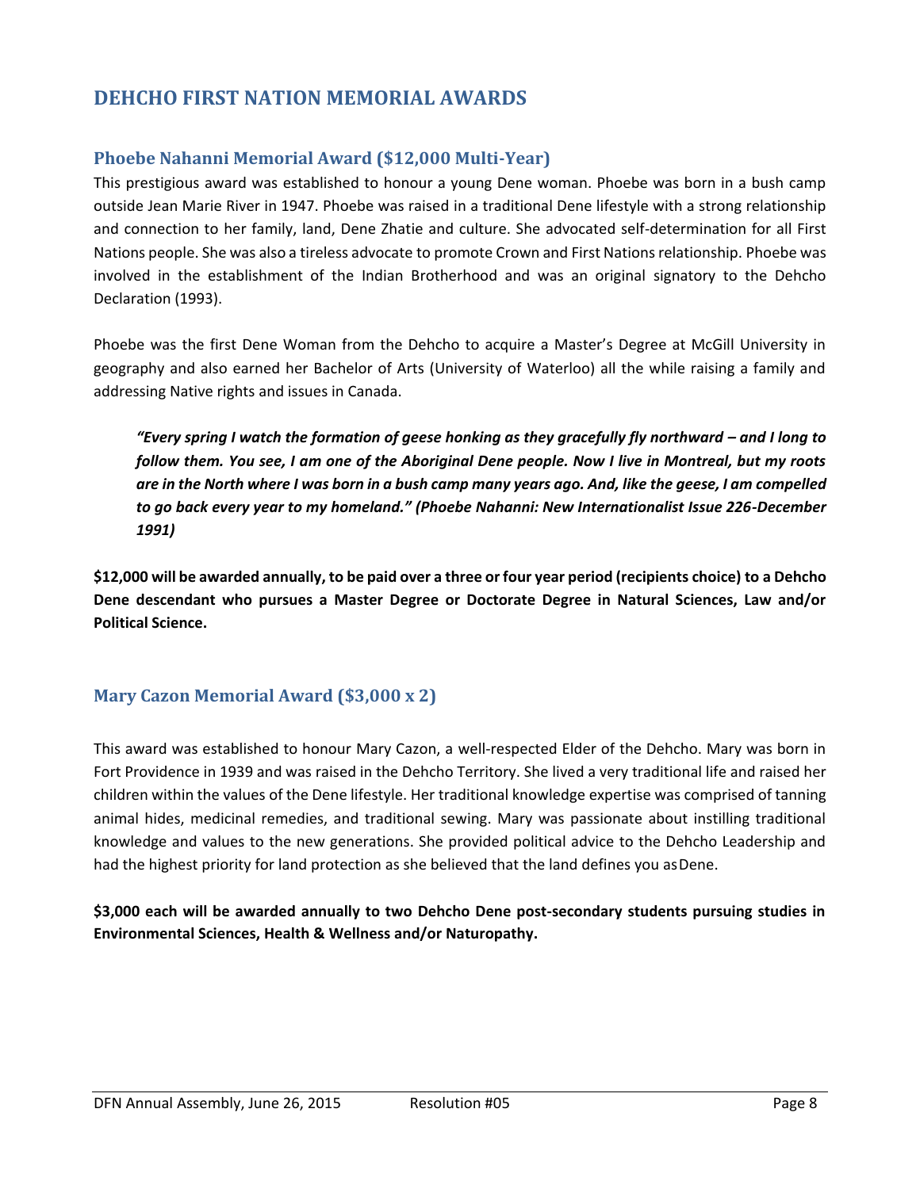## DEHCHO FIRST NATION MEMORIAL AWARDS

### Phoebe Nahanni Memorial Award ($12,000 Multi-Year)

This prestigious award was established to honour a young Dene woman. Phoebe was born in a bush camp outside Jean Marie River in 1947. Phoebe was raised in a traditional Dene lifestyle with a strong relationship and connection to her family, land, Dene Zhatie and culture. She advocated self-determination for all First Nations people. She was also a tireless advocate to promote Crown and First Nations relationship. Phoebe was involved in the establishment of the Indian Brotherhood and was an original signatory to the Dehcho Declaration (1993).

Phoebe was the first Dene Woman from the Dehcho to acquire a Master's Degree at McGill University in geography and also earned her Bachelor of Arts (University of Waterloo) all the while raising a family and addressing Native rights and issues in Canada.

> ***"Every spring I watch the formation of geese honking as they gracefully fly northward – and I long to follow them. You see, I am one of the Aboriginal Dene people. Now I live in Montreal, but my roots are in the North where I was born in a bush camp many years ago. And, like the geese, I am compelled to go back every year to my homeland." (Phoebe Nahanni: New Internationalist Issue 226-December 1991)***

**$12,000 will be awarded annually, to be paid over a three or four year period (recipients choice) to a Dehcho Dene descendant who pursues a Master Degree or Doctorate Degree in Natural Sciences, Law and/or Political Science.**

### Mary Cazon Memorial Award ($3,000 x 2)

This award was established to honour Mary Cazon, a well-respected Elder of the Dehcho. Mary was born in Fort Providence in 1939 and was raised in the Dehcho Territory. She lived a very traditional life and raised her children within the values of the Dene lifestyle. Her traditional knowledge expertise was comprised of tanning animal hides, medicinal remedies, and traditional sewing. Mary was passionate about instilling traditional knowledge and values to the new generations. She provided political advice to the Dehcho Leadership and had the highest priority for land protection as she believed that the land defines you as Dene.

**$3,000 each will be awarded annually to two Dehcho Dene post-secondary students pursuing studies in Environmental Sciences, Health & Wellness and/or Naturopathy.**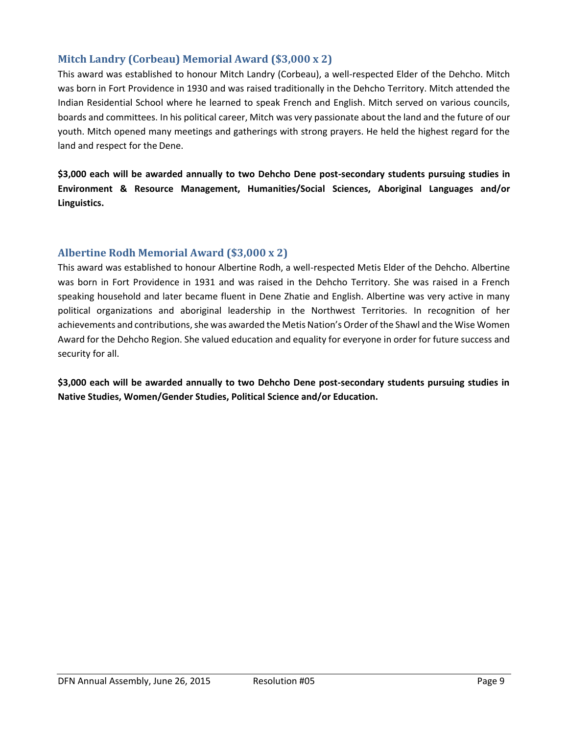## Mitch Landry (Corbeau) Memorial Award ($3,000 x 2)

This award was established to honour Mitch Landry (Corbeau), a well-respected Elder of the Dehcho. Mitch was born in Fort Providence in 1930 and was raised traditionally in the Dehcho Territory. Mitch attended the Indian Residential School where he learned to speak French and English. Mitch served on various councils, boards and committees. In his political career, Mitch was very passionate about the land and the future of our youth. Mitch opened many meetings and gatherings with strong prayers. He held the highest regard for the land and respect for the Dene.

**$3,000 each will be awarded annually to two Dehcho Dene post-secondary students pursuing studies in Environment & Resource Management, Humanities/Social Sciences, Aboriginal Languages and/or Linguistics.**

## Albertine Rodh Memorial Award ($3,000 x 2)

This award was established to honour Albertine Rodh, a well-respected Metis Elder of the Dehcho. Albertine was born in Fort Providence in 1931 and was raised in the Dehcho Territory. She was raised in a French speaking household and later became fluent in Dene Zhatie and English. Albertine was very active in many political organizations and aboriginal leadership in the Northwest Territories. In recognition of her achievements and contributions, she was awarded the Metis Nation's Order of the Shawl and the Wise Women Award for the Dehcho Region. She valued education and equality for everyone in order for future success and security for all.

**$3,000 each will be awarded annually to two Dehcho Dene post-secondary students pursuing studies in Native Studies, Women/Gender Studies, Political Science and/or Education.**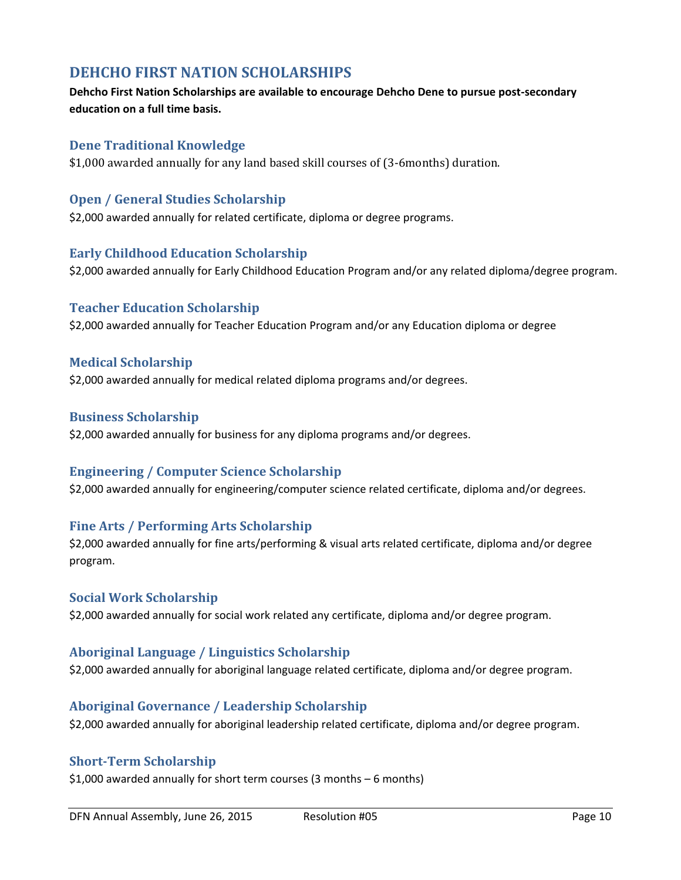## DEHCHO FIRST NATION SCHOLARSHIPS

**Dehcho First Nation Scholarships are available to encourage Dehcho Dene to pursue post-secondary education on a full time basis.**

### Dene Traditional Knowledge

$1,000 awarded annually for any land based skill courses of (3-6months) duration.

### Open / General Studies Scholarship

$2,000 awarded annually for related certificate, diploma or degree programs.

### Early Childhood Education Scholarship

$2,000 awarded annually for Early Childhood Education Program and/or any related diploma/degree program.

### Teacher Education Scholarship

$2,000 awarded annually for Teacher Education Program and/or any Education diploma or degree

### Medical Scholarship

$2,000 awarded annually for medical related diploma programs and/or degrees.

### Business Scholarship

$2,000 awarded annually for business for any diploma programs and/or degrees.

### Engineering / Computer Science Scholarship

$2,000 awarded annually for engineering/computer science related certificate, diploma and/or degrees.

### Fine Arts / Performing Arts Scholarship

$2,000 awarded annually for fine arts/performing & visual arts related certificate, diploma and/or degree program.

### Social Work Scholarship

$2,000 awarded annually for social work related any certificate, diploma and/or degree program.

### Aboriginal Language / Linguistics Scholarship

$2,000 awarded annually for aboriginal language related certificate, diploma and/or degree program.

### Aboriginal Governance / Leadership Scholarship

$2,000 awarded annually for aboriginal leadership related certificate, diploma and/or degree program.

### Short-Term Scholarship

$1,000 awarded annually for short term courses (3 months – 6 months)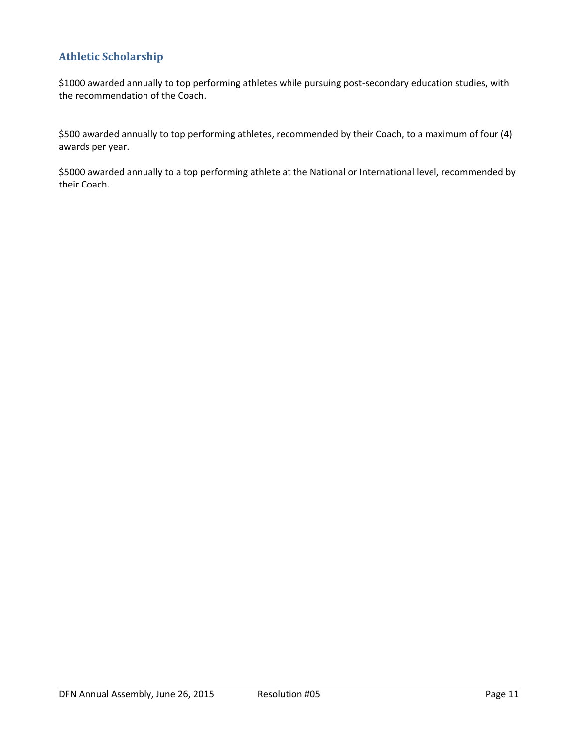## Athletic Scholarship

$1000 awarded annually to top performing athletes while pursuing post-secondary education studies, with the recommendation of the Coach.

$500 awarded annually to top performing athletes, recommended by their Coach, to a maximum of four (4) awards per year.

$5000 awarded annually to a top performing athlete at the National or International level, recommended by their Coach.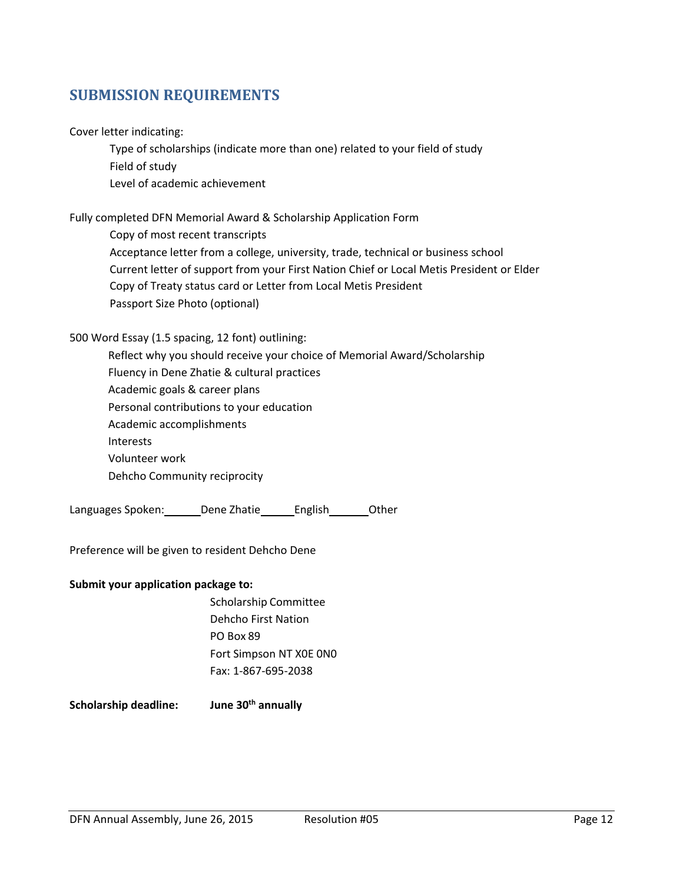## SUBMISSION REQUIREMENTS

Cover letter indicating:

- Type of scholarships (indicate more than one) related to your field of study
- Field of study
- Level of academic achievement

Fully completed DFN Memorial Award & Scholarship Application Form

- Copy of most recent transcripts
- Acceptance letter from a college, university, trade, technical or business school
- Current letter of support from your First Nation Chief or Local Metis President or Elder
- Copy of Treaty status card or Letter from Local Metis President
- Passport Size Photo (optional)

500 Word Essay (1.5 spacing, 12 font) outlining:

- Reflect why you should receive your choice of Memorial Award/Scholarship
- Fluency in Dene Zhatie & cultural practices
- Academic goals & career plans
- Personal contributions to your education
- Academic accomplishments
- Interests
- Volunteer work
- Dehcho Community reciprocity

Languages Spoken:______Dene Zhatie______English______Other

Preference will be given to resident Dehcho Dene

**Submit your application package to:**

Scholarship Committee
Dehcho First Nation
PO Box 89
Fort Simpson NT X0E 0N0
Fax: 1-867-695-2038

**Scholarship deadline:** **June 30th annually**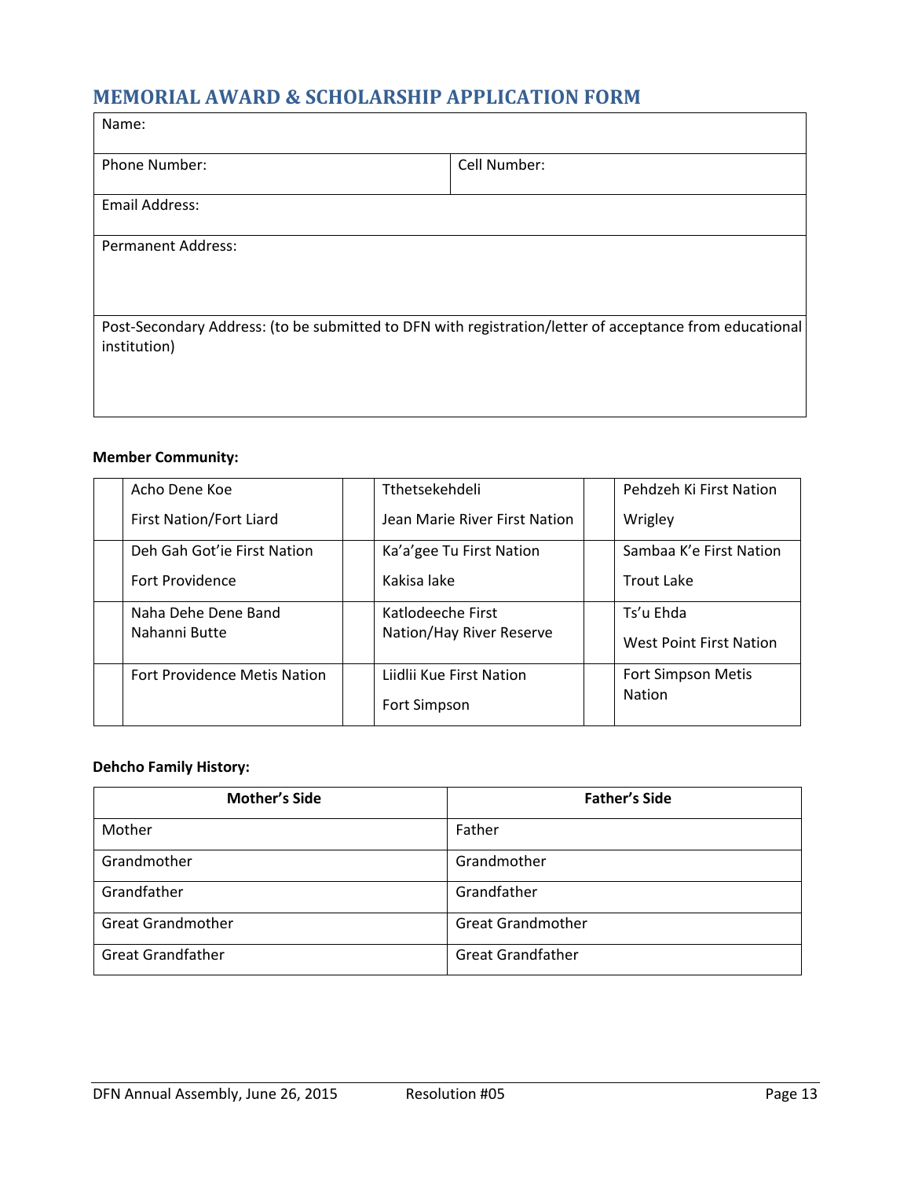## MEMORIAL AWARD & SCHOLARSHIP APPLICATION FORM

| Name: | |
|---|---|
| Phone Number: | Cell Number: |
| Email Address: | |
| Permanent Address: | |
| Post-Secondary Address: (to be submitted to DFN with registration/letter of acceptance from educational institution) | |

**Member Community:**

| | | | | | |
|---|---|---|---|---|---|
| | Acho Dene Koe First Nation/Fort Liard | | Tthetsekehdeli Jean Marie River First Nation | | Pehdzeh Ki First Nation Wrigley |
| | Deh Gah Got'ie First Nation Fort Providence | | Ka'a'gee Tu First Nation Kakisa lake | | Sambaa K'e First Nation Trout Lake |
| | Naha Dehe Dene Band Nahanni Butte | | Katlodeeche First Nation/Hay River Reserve | | Ts'u Ehda West Point First Nation |
| | Fort Providence Metis Nation | | Liidlii Kue First Nation Fort Simpson | | Fort Simpson Metis Nation |

**Dehcho Family History:**

| Mother's Side | Father's Side |
|---|---|
| Mother | Father |
| Grandmother | Grandmother |
| Grandfather | Grandfather |
| Great Grandmother | Great Grandmother |
| Great Grandfather | Great Grandfather |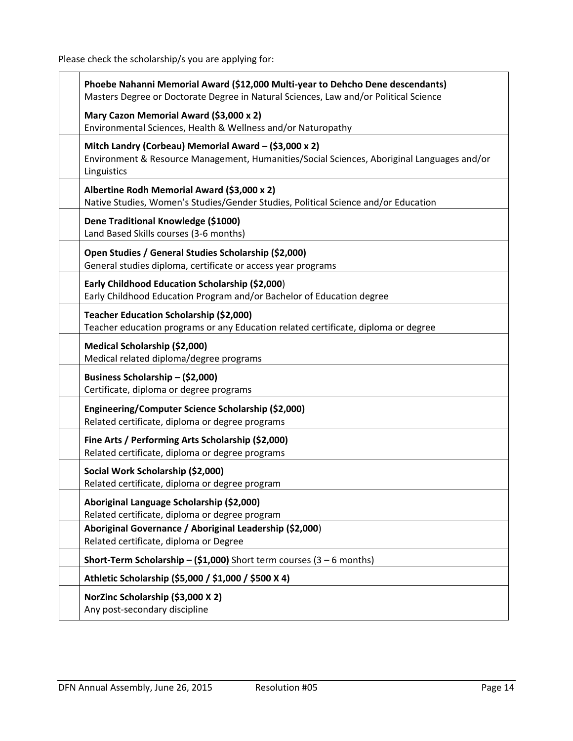Please check the scholarship/s you are applying for:

| | |
|---|---|
| | **Phoebe Nahanni Memorial Award ($12,000 Multi-year to Dehcho Dene descendants)**<br>Masters Degree or Doctorate Degree in Natural Sciences, Law and/or Political Science |
| | **Mary Cazon Memorial Award ($3,000 x 2)**<br>Environmental Sciences, Health & Wellness and/or Naturopathy |
| | **Mitch Landry (Corbeau) Memorial Award – ($3,000 x 2)**<br>Environment & Resource Management, Humanities/Social Sciences, Aboriginal Languages and/or Linguistics |
| | **Albertine Rodh Memorial Award ($3,000 x 2)**<br>Native Studies, Women's Studies/Gender Studies, Political Science and/or Education |
| | **Dene Traditional Knowledge ($1000)**<br>Land Based Skills courses (3-6 months) |
| | **Open Studies / General Studies Scholarship ($2,000)**<br>General studies diploma, certificate or access year programs |
| | **Early Childhood Education Scholarship ($2,000**)<br>Early Childhood Education Program and/or Bachelor of Education degree |
| | **Teacher Education Scholarship ($2,000)**<br>Teacher education programs or any Education related certificate, diploma or degree |
| | **Medical Scholarship ($2,000)**<br>Medical related diploma/degree programs |
| | **Business Scholarship – ($2,000)**<br>Certificate, diploma or degree programs |
| | **Engineering/Computer Science Scholarship ($2,000)**<br>Related certificate, diploma or degree programs |
| | **Fine Arts / Performing Arts Scholarship ($2,000)**<br>Related certificate, diploma or degree programs |
| | **Social Work Scholarship ($2,000)**<br>Related certificate, diploma or degree program |
| | **Aboriginal Language Scholarship ($2,000)**<br>Related certificate, diploma or degree program |
| | **Aboriginal Governance / Aboriginal Leadership ($2,000**)<br>Related certificate, diploma or Degree |
| | **Short-Term Scholarship – ($1,000)** Short term courses (3 – 6 months) |
| | **Athletic Scholarship ($5,000 / $1,000 / $500 X 4)** |
| | **NorZinc Scholarship ($3,000 X 2)**<br>Any post-secondary discipline |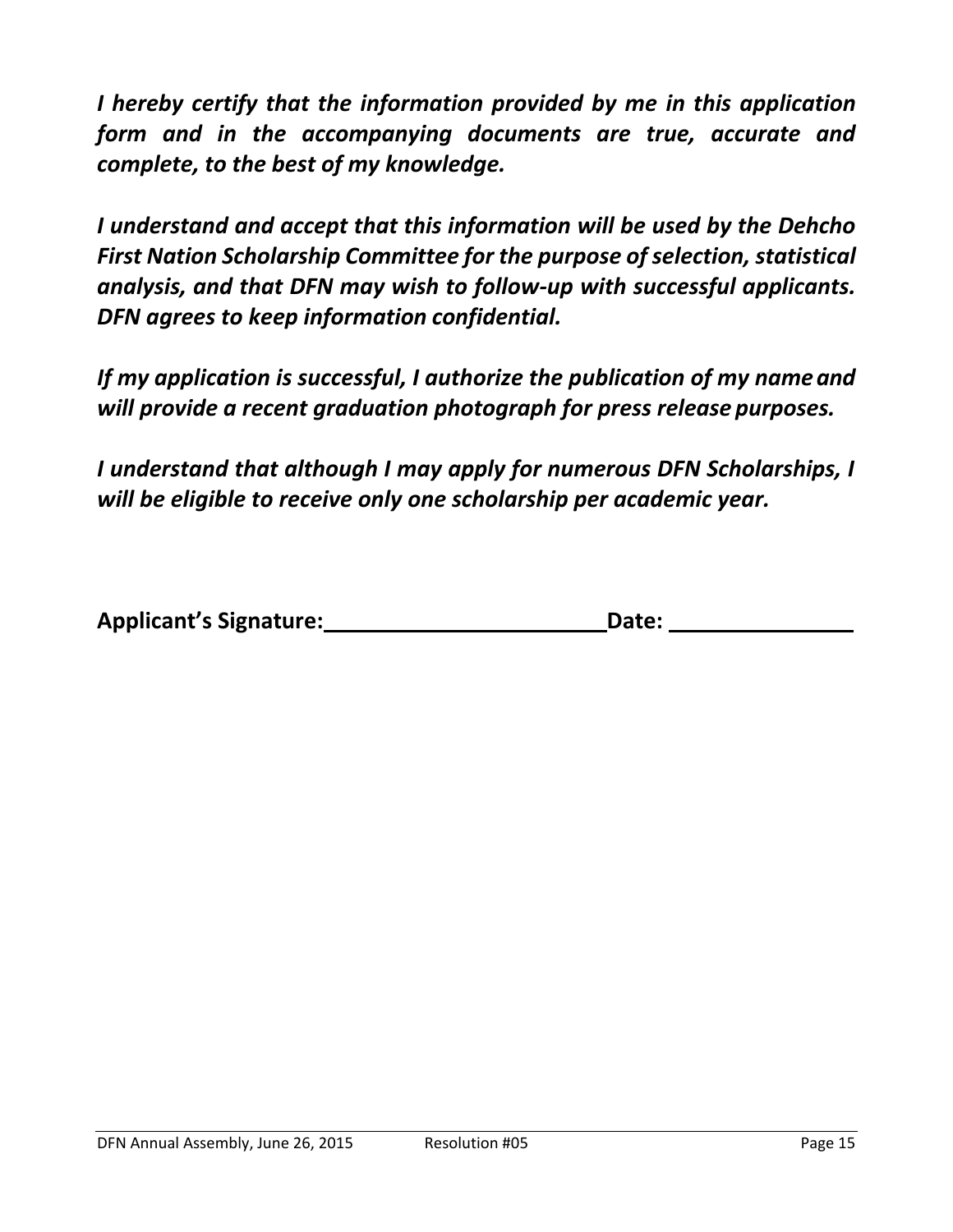***I hereby certify that the information provided by me in this application form and in the accompanying documents are true, accurate and complete, to the best of my knowledge.***

***I understand and accept that this information will be used by the Dehcho First Nation Scholarship Committee for the purpose of selection, statistical analysis, and that DFN may wish to follow-up with successful applicants. DFN agrees to keep information confidential.***

***If my application is successful, I authorize the publication of my name and will provide a recent graduation photograph for press release purposes.***

***I understand that although I may apply for numerous DFN Scholarships, I will be eligible to receive only one scholarship per academic year.***

**Applicant's Signature:**\_\_\_\_\_\_\_\_\_\_\_\_\_\_\_\_\_\_\_\_\_\_\_\_ **Date:** \_\_\_\_\_\_\_\_\_\_\_\_\_\_\_\_